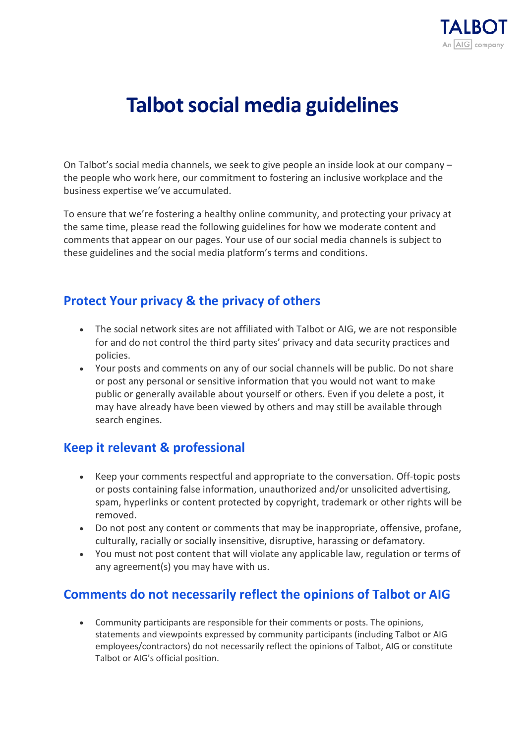TALBOT

An AIG company

# Talbot social media guidelines

On Talbot's social media channels, we seek to give people an inside look at our company – the people who work here, our commitment to fostering an inclusive workplace and the business expertise we've accumulated.

To ensure that we're fostering a healthy online community, and protecting your privacy at the same time, please read the following guidelines for how we moderate content and comments that appear on our pages. Your use of our social media channels is subject to these guidelines and the social media platform's terms and conditions.

## Protect Your privacy & the privacy of others

- The social network sites are not affiliated with Talbot or AIG, we are not responsible for and do not control the third party sites' privacy and data security practices and policies.
- Your posts and comments on any of our social channels will be public. Do not share or post any personal or sensitive information that you would not want to make public or generally available about yourself or others. Even if you delete a post, it may already have been viewed by others and may still be available through search engines.

## Keep it relevant & professional

- Keep your comments respectful and appropriate to the conversation. Off-topic posts or posts containing false information, unauthorized and/or unsolicited advertising, spam, hyperlinks or content protected by copyright, trademark or other rights will be removed.
- Do not post any content or comments that may be inappropriate, offensive, profane, culturally, racially or socially insensitive, disruptive, harassing or defamatory.
- You must not post content that will violate any applicable law, regulation or terms of any agreement(s) you may have with us.

## Comments do not necessarily reflect the opinions of Talbot or AIG

- Community participants are responsible for their comments or posts. The opinions, statements and viewpoints expressed by community participants (including Talbot or AIG employees/contractors) do not necessarily reflect the opinions of Talbot, AIG or constitute Talbot or AIG's official position.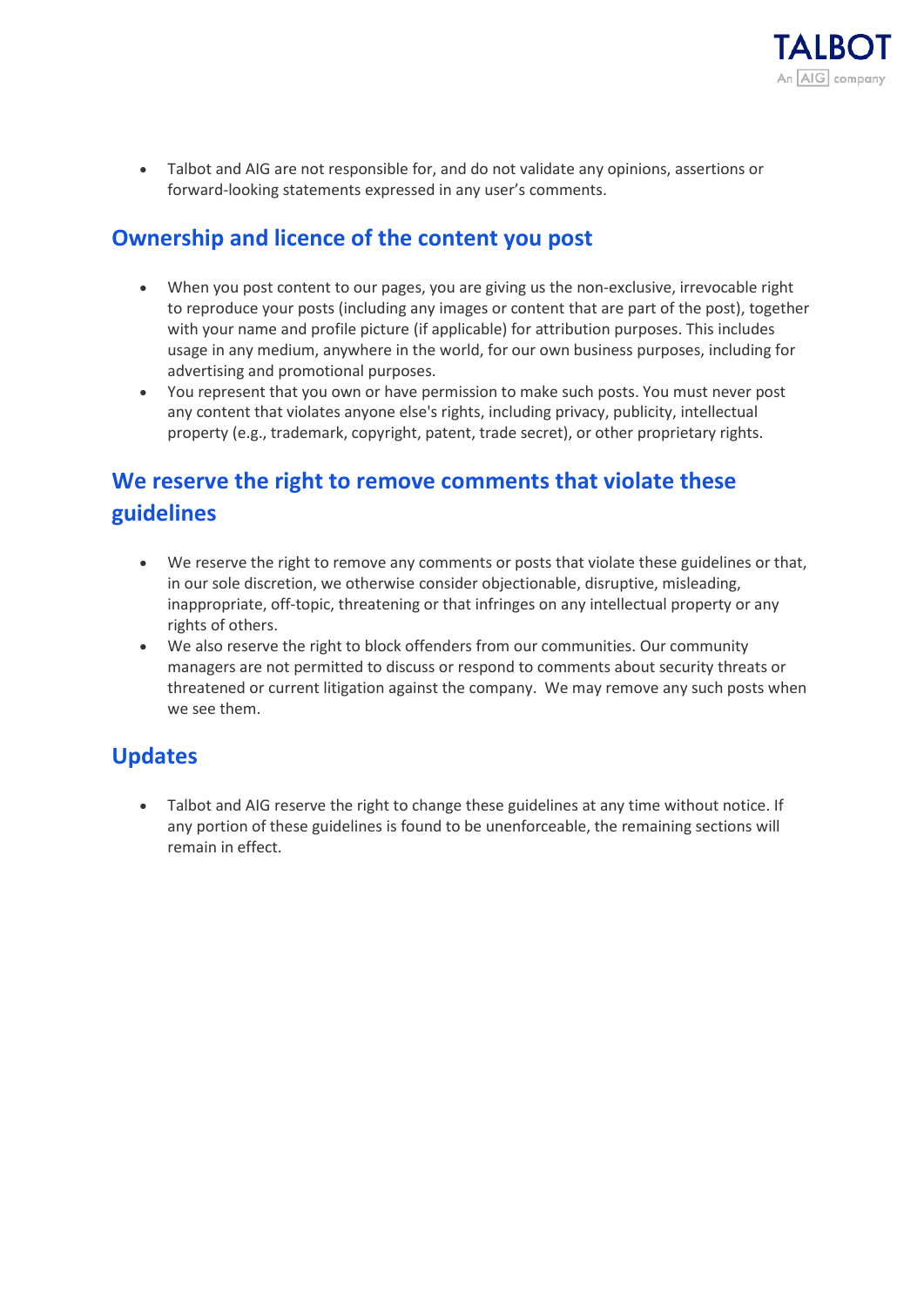- Talbot and AIG are not responsible for, and do not validate any opinions, assertions or forward-looking statements expressed in any user's comments.

## Ownership and licence of the content you post

- When you post content to our pages, you are giving us the non-exclusive, irrevocable right to reproduce your posts (including any images or content that are part of the post), together with your name and profile picture (if applicable) for attribution purposes. This includes usage in any medium, anywhere in the world, for our own business purposes, including for advertising and promotional purposes.
- You represent that you own or have permission to make such posts. You must never post any content that violates anyone else's rights, including privacy, publicity, intellectual property (e.g., trademark, copyright, patent, trade secret), or other proprietary rights.

## We reserve the right to remove comments that violate these guidelines

- We reserve the right to remove any comments or posts that violate these guidelines or that, in our sole discretion, we otherwise consider objectionable, disruptive, misleading, inappropriate, off-topic, threatening or that infringes on any intellectual property or any rights of others.
- We also reserve the right to block offenders from our communities. Our community managers are not permitted to discuss or respond to comments about security threats or threatened or current litigation against the company. We may remove any such posts when we see them.

## Updates

- Talbot and AIG reserve the right to change these guidelines at any time without notice. If any portion of these guidelines is found to be unenforceable, the remaining sections will remain in effect.